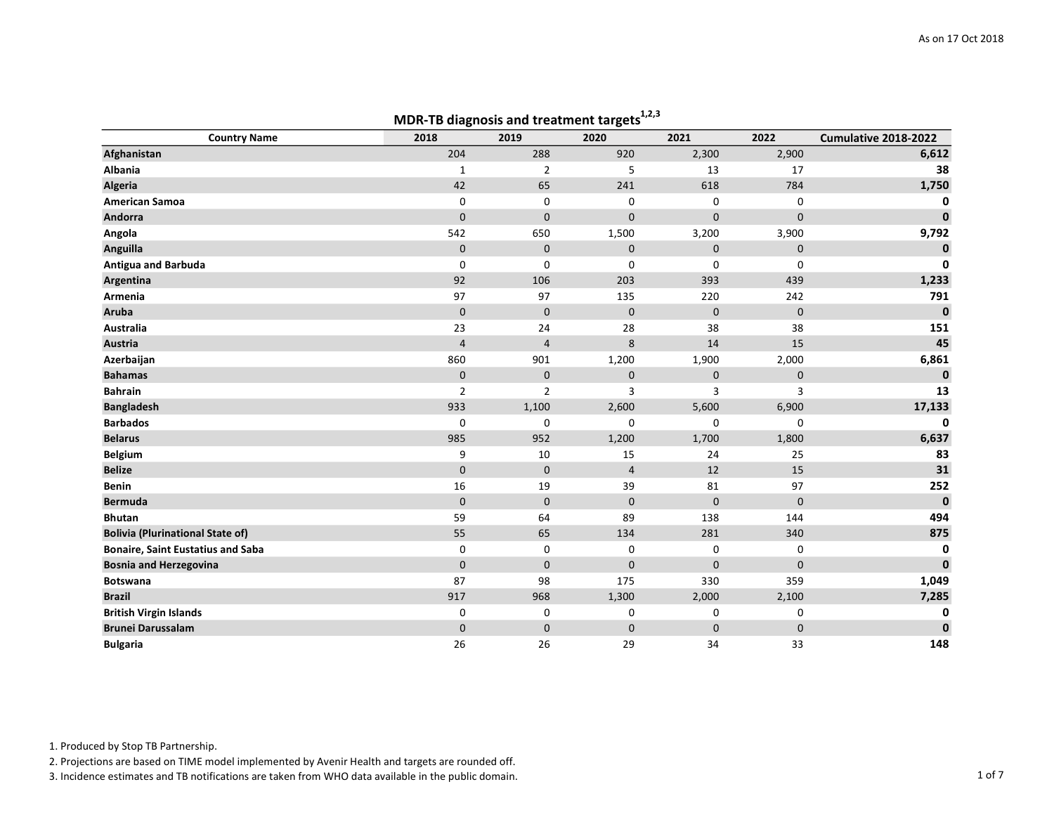As on 17 Oct 2018

## MDR-TB diagnosis and treatment targets[1,2,3]

| Country Name | 2018 | 2019 | 2020 | 2021 | 2022 | Cumulative 2018-2022 |
|---|---|---|---|---|---|---|
| **Afghanistan** | 204 | 288 | 920 | 2,300 | 2,900 | **6,612** |
| **Albania** | 1 | 2 | 5 | 13 | 17 | **38** |
| **Algeria** | 42 | 65 | 241 | 618 | 784 | **1,750** |
| **American Samoa** | 0 | 0 | 0 | 0 | 0 | **0** |
| **Andorra** | 0 | 0 | 0 | 0 | 0 | **0** |
| **Angola** | 542 | 650 | 1,500 | 3,200 | 3,900 | **9,792** |
| **Anguilla** | 0 | 0 | 0 | 0 | 0 | **0** |
| **Antigua and Barbuda** | 0 | 0 | 0 | 0 | 0 | **0** |
| **Argentina** | 92 | 106 | 203 | 393 | 439 | **1,233** |
| **Armenia** | 97 | 97 | 135 | 220 | 242 | **791** |
| **Aruba** | 0 | 0 | 0 | 0 | 0 | **0** |
| **Australia** | 23 | 24 | 28 | 38 | 38 | **151** |
| **Austria** | 4 | 4 | 8 | 14 | 15 | **45** |
| **Azerbaijan** | 860 | 901 | 1,200 | 1,900 | 2,000 | **6,861** |
| **Bahamas** | 0 | 0 | 0 | 0 | 0 | **0** |
| **Bahrain** | 2 | 2 | 3 | 3 | 3 | **13** |
| **Bangladesh** | 933 | 1,100 | 2,600 | 5,600 | 6,900 | **17,133** |
| **Barbados** | 0 | 0 | 0 | 0 | 0 | **0** |
| **Belarus** | 985 | 952 | 1,200 | 1,700 | 1,800 | **6,637** |
| **Belgium** | 9 | 10 | 15 | 24 | 25 | **83** |
| **Belize** | 0 | 0 | 4 | 12 | 15 | **31** |
| **Benin** | 16 | 19 | 39 | 81 | 97 | **252** |
| **Bermuda** | 0 | 0 | 0 | 0 | 0 | **0** |
| **Bhutan** | 59 | 64 | 89 | 138 | 144 | **494** |
| **Bolivia (Plurinational State of)** | 55 | 65 | 134 | 281 | 340 | **875** |
| **Bonaire, Saint Eustatius and Saba** | 0 | 0 | 0 | 0 | 0 | **0** |
| **Bosnia and Herzegovina** | 0 | 0 | 0 | 0 | 0 | **0** |
| **Botswana** | 87 | 98 | 175 | 330 | 359 | **1,049** |
| **Brazil** | 917 | 968 | 1,300 | 2,000 | 2,100 | **7,285** |
| **British Virgin Islands** | 0 | 0 | 0 | 0 | 0 | **0** |
| **Brunei Darussalam** | 0 | 0 | 0 | 0 | 0 | **0** |
| **Bulgaria** | 26 | 26 | 29 | 34 | 33 | **148** |

1. Produced by Stop TB Partnership.
2. Projections are based on TIME model implemented by Avenir Health and targets are rounded off.
3. Incidence estimates and TB notifications are taken from WHO data available in the public domain.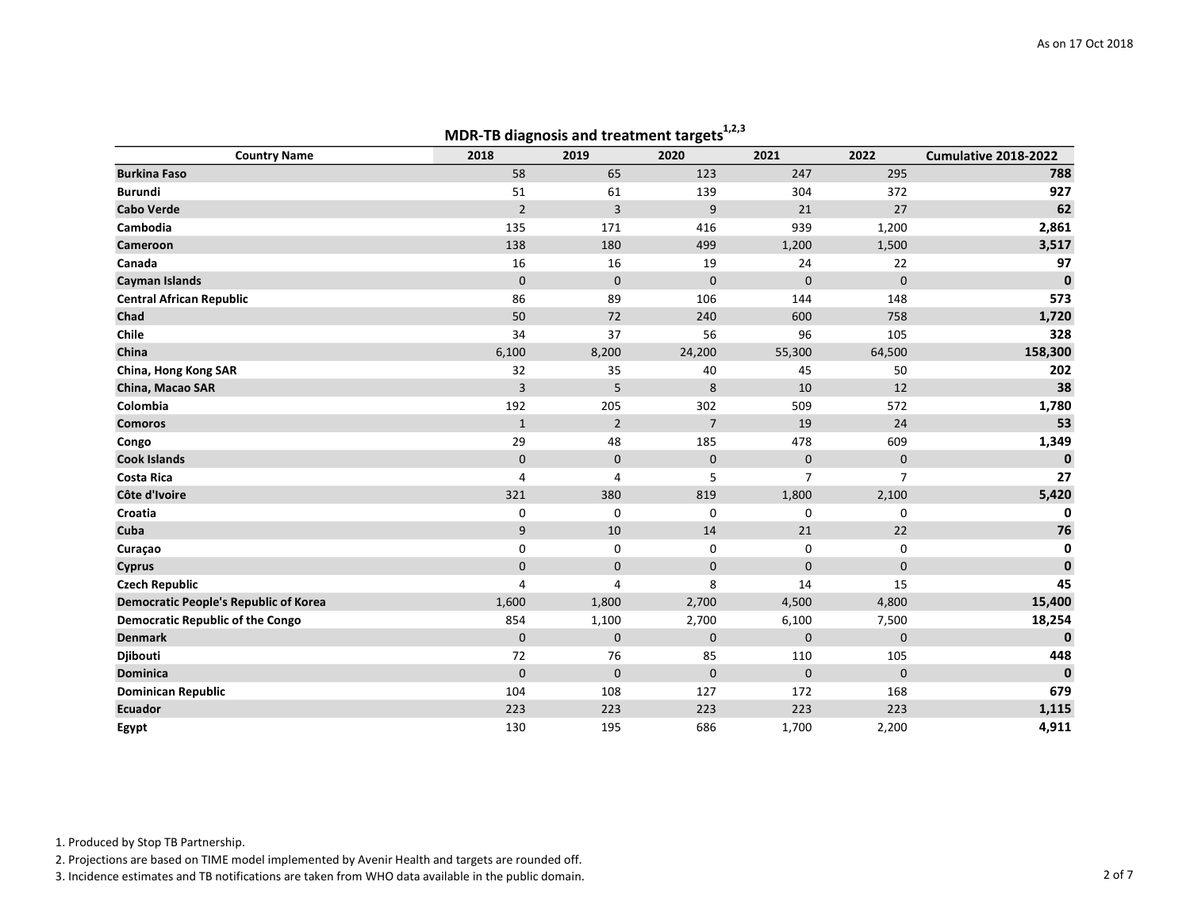As on 17 Oct 2018

## MDR-TB diagnosis and treatment targets[1,2,3]

| Country Name | 2018 | 2019 | 2020 | 2021 | 2022 | Cumulative 2018-2022 |
|---|---|---|---|---|---|---|
| Burkina Faso | 58 | 65 | 123 | 247 | 295 | **788** |
| Burundi | 51 | 61 | 139 | 304 | 372 | **927** |
| Cabo Verde | 2 | 3 | 9 | 21 | 27 | **62** |
| Cambodia | 135 | 171 | 416 | 939 | 1,200 | **2,861** |
| Cameroon | 138 | 180 | 499 | 1,200 | 1,500 | **3,517** |
| Canada | 16 | 16 | 19 | 24 | 22 | **97** |
| Cayman Islands | 0 | 0 | 0 | 0 | 0 | **0** |
| Central African Republic | 86 | 89 | 106 | 144 | 148 | **573** |
| Chad | 50 | 72 | 240 | 600 | 758 | **1,720** |
| Chile | 34 | 37 | 56 | 96 | 105 | **328** |
| China | 6,100 | 8,200 | 24,200 | 55,300 | 64,500 | **158,300** |
| China, Hong Kong SAR | 32 | 35 | 40 | 45 | 50 | **202** |
| China, Macao SAR | 3 | 5 | 8 | 10 | 12 | **38** |
| Colombia | 192 | 205 | 302 | 509 | 572 | **1,780** |
| Comoros | 1 | 2 | 7 | 19 | 24 | **53** |
| Congo | 29 | 48 | 185 | 478 | 609 | **1,349** |
| Cook Islands | 0 | 0 | 0 | 0 | 0 | **0** |
| Costa Rica | 4 | 4 | 5 | 7 | 7 | **27** |
| Côte d'Ivoire | 321 | 380 | 819 | 1,800 | 2,100 | **5,420** |
| Croatia | 0 | 0 | 0 | 0 | 0 | **0** |
| Cuba | 9 | 10 | 14 | 21 | 22 | **76** |
| Curaçao | 0 | 0 | 0 | 0 | 0 | **0** |
| Cyprus | 0 | 0 | 0 | 0 | 0 | **0** |
| Czech Republic | 4 | 4 | 8 | 14 | 15 | **45** |
| Democratic People's Republic of Korea | 1,600 | 1,800 | 2,700 | 4,500 | 4,800 | **15,400** |
| Democratic Republic of the Congo | 854 | 1,100 | 2,700 | 6,100 | 7,500 | **18,254** |
| Denmark | 0 | 0 | 0 | 0 | 0 | **0** |
| Djibouti | 72 | 76 | 85 | 110 | 105 | **448** |
| Dominica | 0 | 0 | 0 | 0 | 0 | **0** |
| Dominican Republic | 104 | 108 | 127 | 172 | 168 | **679** |
| Ecuador | 223 | 223 | 223 | 223 | 223 | **1,115** |
| Egypt | 130 | 195 | 686 | 1,700 | 2,200 | **4,911** |

1. Produced by Stop TB Partnership.
2. Projections are based on TIME model implemented by Avenir Health and targets are rounded off.
3. Incidence estimates and TB notifications are taken from WHO data available in the public domain.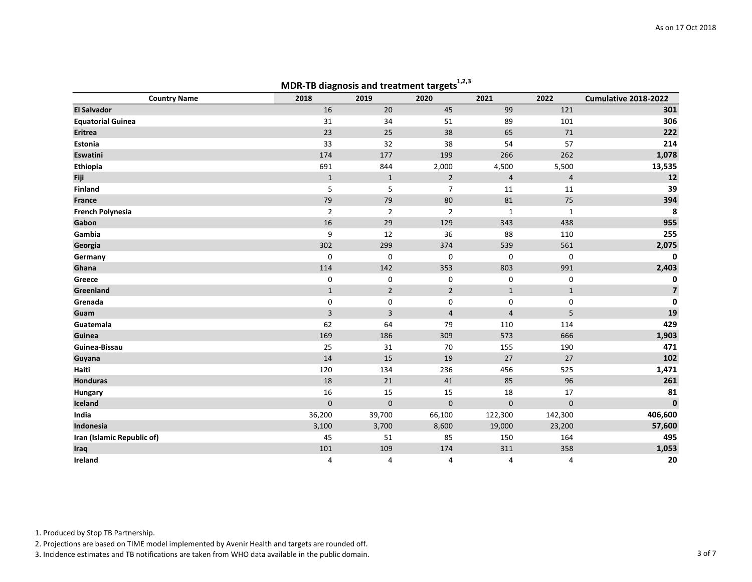As on 17 Oct 2018

## MDR-TB diagnosis and treatment targets[1,2,3]

| Country Name | 2018 | 2019 | 2020 | 2021 | 2022 | Cumulative 2018-2022 |
|---|---|---|---|---|---|---|
| **El Salvador** | 16 | 20 | 45 | 99 | 121 | **301** |
| **Equatorial Guinea** | 31 | 34 | 51 | 89 | 101 | **306** |
| **Eritrea** | 23 | 25 | 38 | 65 | 71 | **222** |
| **Estonia** | 33 | 32 | 38 | 54 | 57 | **214** |
| **Eswatini** | 174 | 177 | 199 | 266 | 262 | **1,078** |
| **Ethiopia** | 691 | 844 | 2,000 | 4,500 | 5,500 | **13,535** |
| **Fiji** | 1 | 1 | 2 | 4 | 4 | **12** |
| **Finland** | 5 | 5 | 7 | 11 | 11 | **39** |
| **France** | 79 | 79 | 80 | 81 | 75 | **394** |
| **French Polynesia** | 2 | 2 | 2 | 1 | 1 | **8** |
| **Gabon** | 16 | 29 | 129 | 343 | 438 | **955** |
| **Gambia** | 9 | 12 | 36 | 88 | 110 | **255** |
| **Georgia** | 302 | 299 | 374 | 539 | 561 | **2,075** |
| **Germany** | 0 | 0 | 0 | 0 | 0 | **0** |
| **Ghana** | 114 | 142 | 353 | 803 | 991 | **2,403** |
| **Greece** | 0 | 0 | 0 | 0 | 0 | **0** |
| **Greenland** | 1 | 2 | 2 | 1 | 1 | **7** |
| **Grenada** | 0 | 0 | 0 | 0 | 0 | **0** |
| **Guam** | 3 | 3 | 4 | 4 | 5 | **19** |
| **Guatemala** | 62 | 64 | 79 | 110 | 114 | **429** |
| **Guinea** | 169 | 186 | 309 | 573 | 666 | **1,903** |
| **Guinea-Bissau** | 25 | 31 | 70 | 155 | 190 | **471** |
| **Guyana** | 14 | 15 | 19 | 27 | 27 | **102** |
| **Haiti** | 120 | 134 | 236 | 456 | 525 | **1,471** |
| **Honduras** | 18 | 21 | 41 | 85 | 96 | **261** |
| **Hungary** | 16 | 15 | 15 | 18 | 17 | **81** |
| **Iceland** | 0 | 0 | 0 | 0 | 0 | **0** |
| **India** | 36,200 | 39,700 | 66,100 | 122,300 | 142,300 | **406,600** |
| **Indonesia** | 3,100 | 3,700 | 8,600 | 19,000 | 23,200 | **57,600** |
| **Iran (Islamic Republic of)** | 45 | 51 | 85 | 150 | 164 | **495** |
| **Iraq** | 101 | 109 | 174 | 311 | 358 | **1,053** |
| **Ireland** | 4 | 4 | 4 | 4 | 4 | **20** |

1. Produced by Stop TB Partnership.
2. Projections are based on TIME model implemented by Avenir Health and targets are rounded off.
3. Incidence estimates and TB notifications are taken from WHO data available in the public domain.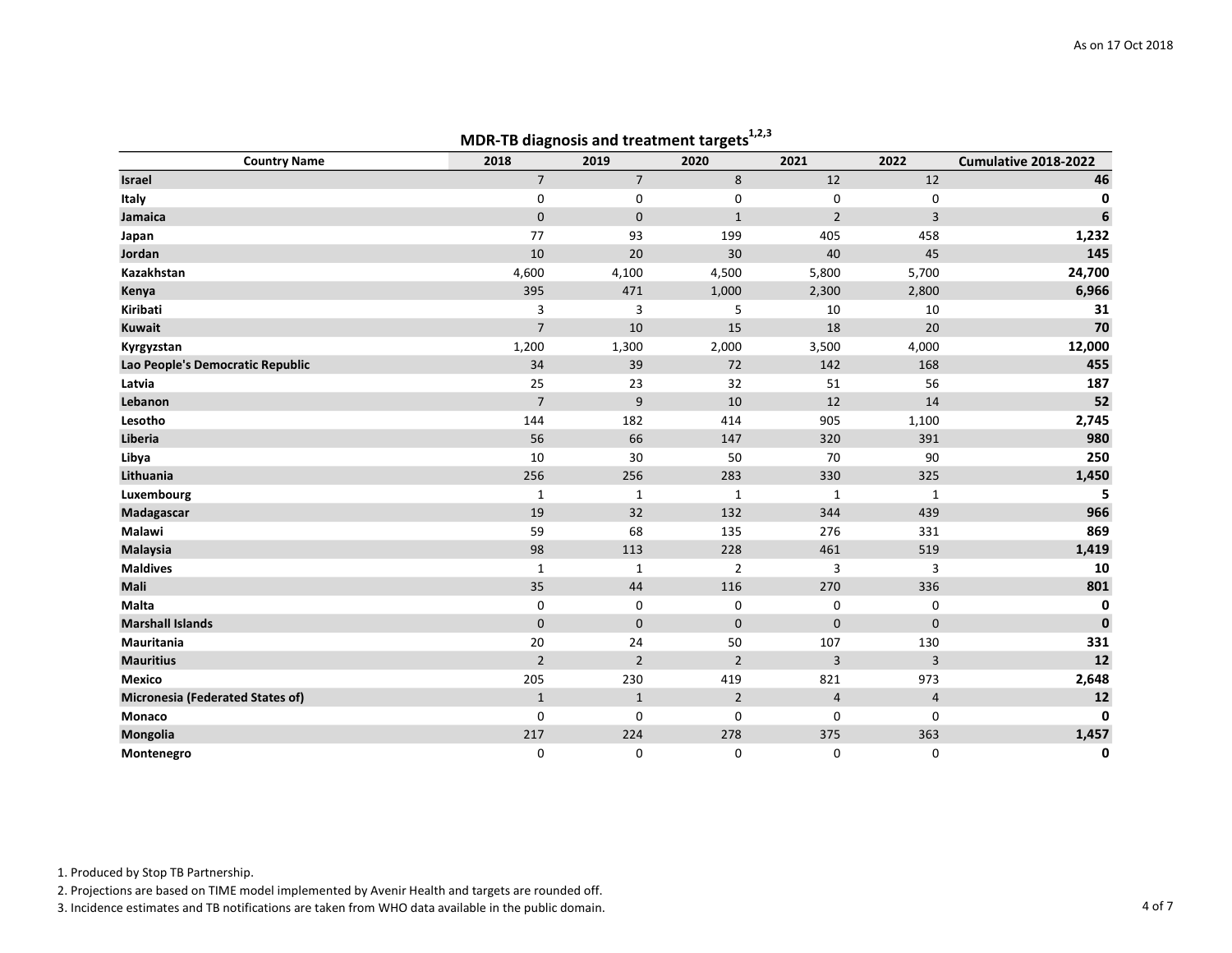As on 17 Oct 2018

## MDR-TB diagnosis and treatment targets[1,2,3]

| Country Name | 2018 | 2019 | 2020 | 2021 | 2022 | Cumulative 2018-2022 |
|---|---|---|---|---|---|---|
| **Israel** | 7 | 7 | 8 | 12 | 12 | **46** |
| **Italy** | 0 | 0 | 0 | 0 | 0 | **0** |
| **Jamaica** | 0 | 0 | 1 | 2 | 3 | **6** |
| **Japan** | 77 | 93 | 199 | 405 | 458 | **1,232** |
| **Jordan** | 10 | 20 | 30 | 40 | 45 | **145** |
| **Kazakhstan** | 4,600 | 4,100 | 4,500 | 5,800 | 5,700 | **24,700** |
| **Kenya** | 395 | 471 | 1,000 | 2,300 | 2,800 | **6,966** |
| **Kiribati** | 3 | 3 | 5 | 10 | 10 | **31** |
| **Kuwait** | 7 | 10 | 15 | 18 | 20 | **70** |
| **Kyrgyzstan** | 1,200 | 1,300 | 2,000 | 3,500 | 4,000 | **12,000** |
| **Lao People's Democratic Republic** | 34 | 39 | 72 | 142 | 168 | **455** |
| **Latvia** | 25 | 23 | 32 | 51 | 56 | **187** |
| **Lebanon** | 7 | 9 | 10 | 12 | 14 | **52** |
| **Lesotho** | 144 | 182 | 414 | 905 | 1,100 | **2,745** |
| **Liberia** | 56 | 66 | 147 | 320 | 391 | **980** |
| **Libya** | 10 | 30 | 50 | 70 | 90 | **250** |
| **Lithuania** | 256 | 256 | 283 | 330 | 325 | **1,450** |
| **Luxembourg** | 1 | 1 | 1 | 1 | 1 | **5** |
| **Madagascar** | 19 | 32 | 132 | 344 | 439 | **966** |
| **Malawi** | 59 | 68 | 135 | 276 | 331 | **869** |
| **Malaysia** | 98 | 113 | 228 | 461 | 519 | **1,419** |
| **Maldives** | 1 | 1 | 2 | 3 | 3 | **10** |
| **Mali** | 35 | 44 | 116 | 270 | 336 | **801** |
| **Malta** | 0 | 0 | 0 | 0 | 0 | **0** |
| **Marshall Islands** | 0 | 0 | 0 | 0 | 0 | **0** |
| **Mauritania** | 20 | 24 | 50 | 107 | 130 | **331** |
| **Mauritius** | 2 | 2 | 2 | 3 | 3 | **12** |
| **Mexico** | 205 | 230 | 419 | 821 | 973 | **2,648** |
| **Micronesia (Federated States of)** | 1 | 1 | 2 | 4 | 4 | **12** |
| **Monaco** | 0 | 0 | 0 | 0 | 0 | **0** |
| **Mongolia** | 217 | 224 | 278 | 375 | 363 | **1,457** |
| **Montenegro** | 0 | 0 | 0 | 0 | 0 | **0** |

1. Produced by Stop TB Partnership.
2. Projections are based on TIME model implemented by Avenir Health and targets are rounded off.
3. Incidence estimates and TB notifications are taken from WHO data available in the public domain.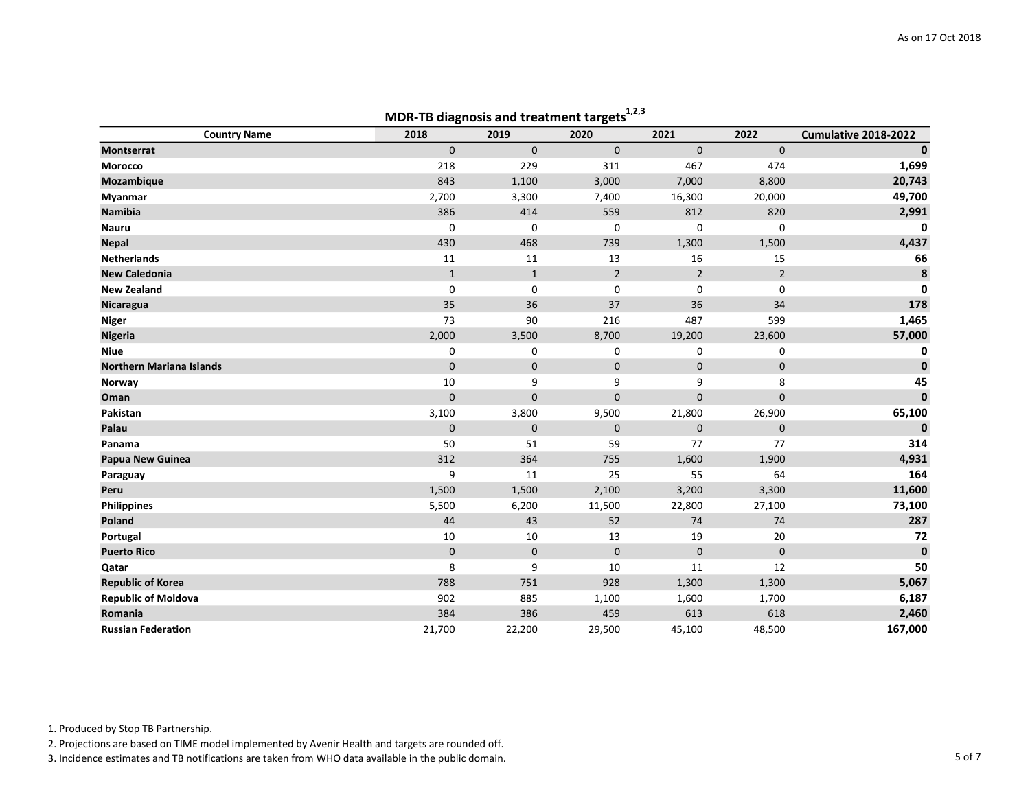As on 17 Oct 2018

## MDR-TB diagnosis and treatment targets[1,2,3]

| Country Name | 2018 | 2019 | 2020 | 2021 | 2022 | Cumulative 2018-2022 |
|---|---|---|---|---|---|---|
| **Montserrat** | 0 | 0 | 0 | 0 | 0 | **0** |
| **Morocco** | 218 | 229 | 311 | 467 | 474 | **1,699** |
| **Mozambique** | 843 | 1,100 | 3,000 | 7,000 | 8,800 | **20,743** |
| **Myanmar** | 2,700 | 3,300 | 7,400 | 16,300 | 20,000 | **49,700** |
| **Namibia** | 386 | 414 | 559 | 812 | 820 | **2,991** |
| **Nauru** | 0 | 0 | 0 | 0 | 0 | **0** |
| **Nepal** | 430 | 468 | 739 | 1,300 | 1,500 | **4,437** |
| **Netherlands** | 11 | 11 | 13 | 16 | 15 | **66** |
| **New Caledonia** | 1 | 1 | 2 | 2 | 2 | **8** |
| **New Zealand** | 0 | 0 | 0 | 0 | 0 | **0** |
| **Nicaragua** | 35 | 36 | 37 | 36 | 34 | **178** |
| **Niger** | 73 | 90 | 216 | 487 | 599 | **1,465** |
| **Nigeria** | 2,000 | 3,500 | 8,700 | 19,200 | 23,600 | **57,000** |
| **Niue** | 0 | 0 | 0 | 0 | 0 | **0** |
| **Northern Mariana Islands** | 0 | 0 | 0 | 0 | 0 | **0** |
| **Norway** | 10 | 9 | 9 | 9 | 8 | **45** |
| **Oman** | 0 | 0 | 0 | 0 | 0 | **0** |
| **Pakistan** | 3,100 | 3,800 | 9,500 | 21,800 | 26,900 | **65,100** |
| **Palau** | 0 | 0 | 0 | 0 | 0 | **0** |
| **Panama** | 50 | 51 | 59 | 77 | 77 | **314** |
| **Papua New Guinea** | 312 | 364 | 755 | 1,600 | 1,900 | **4,931** |
| **Paraguay** | 9 | 11 | 25 | 55 | 64 | **164** |
| **Peru** | 1,500 | 1,500 | 2,100 | 3,200 | 3,300 | **11,600** |
| **Philippines** | 5,500 | 6,200 | 11,500 | 22,800 | 27,100 | **73,100** |
| **Poland** | 44 | 43 | 52 | 74 | 74 | **287** |
| **Portugal** | 10 | 10 | 13 | 19 | 20 | **72** |
| **Puerto Rico** | 0 | 0 | 0 | 0 | 0 | **0** |
| **Qatar** | 8 | 9 | 10 | 11 | 12 | **50** |
| **Republic of Korea** | 788 | 751 | 928 | 1,300 | 1,300 | **5,067** |
| **Republic of Moldova** | 902 | 885 | 1,100 | 1,600 | 1,700 | **6,187** |
| **Romania** | 384 | 386 | 459 | 613 | 618 | **2,460** |
| **Russian Federation** | 21,700 | 22,200 | 29,500 | 45,100 | 48,500 | **167,000** |

1. Produced by Stop TB Partnership.
2. Projections are based on TIME model implemented by Avenir Health and targets are rounded off.
3. Incidence estimates and TB notifications are taken from WHO data available in the public domain.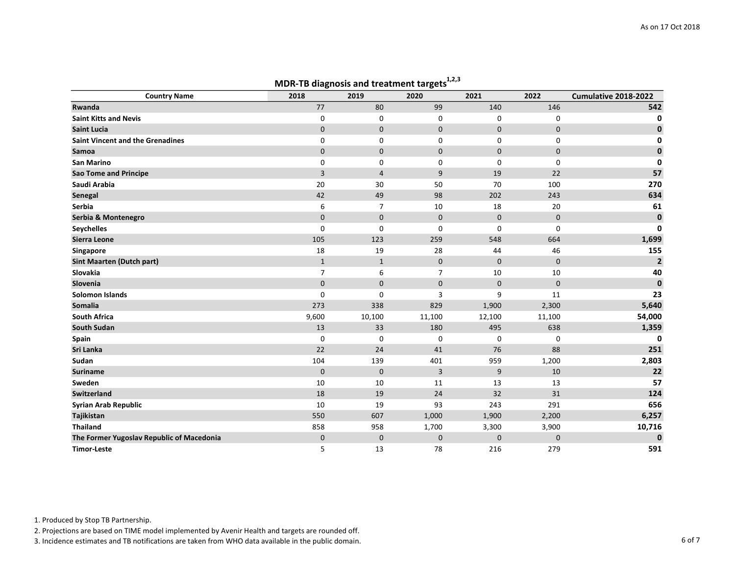As on 17 Oct 2018

## MDR-TB diagnosis and treatment targets[1,2,3]

| Country Name | 2018 | 2019 | 2020 | 2021 | 2022 | Cumulative 2018-2022 |
|---|---|---|---|---|---|---|
| **Rwanda** | 77 | 80 | 99 | 140 | 146 | **542** |
| **Saint Kitts and Nevis** | 0 | 0 | 0 | 0 | 0 | **0** |
| **Saint Lucia** | 0 | 0 | 0 | 0 | 0 | **0** |
| **Saint Vincent and the Grenadines** | 0 | 0 | 0 | 0 | 0 | **0** |
| **Samoa** | 0 | 0 | 0 | 0 | 0 | **0** |
| **San Marino** | 0 | 0 | 0 | 0 | 0 | **0** |
| **Sao Tome and Principe** | 3 | 4 | 9 | 19 | 22 | **57** |
| **Saudi Arabia** | 20 | 30 | 50 | 70 | 100 | **270** |
| **Senegal** | 42 | 49 | 98 | 202 | 243 | **634** |
| **Serbia** | 6 | 7 | 10 | 18 | 20 | **61** |
| **Serbia & Montenegro** | 0 | 0 | 0 | 0 | 0 | **0** |
| **Seychelles** | 0 | 0 | 0 | 0 | 0 | **0** |
| **Sierra Leone** | 105 | 123 | 259 | 548 | 664 | **1,699** |
| **Singapore** | 18 | 19 | 28 | 44 | 46 | **155** |
| **Sint Maarten (Dutch part)** | 1 | 1 | 0 | 0 | 0 | **2** |
| **Slovakia** | 7 | 6 | 7 | 10 | 10 | **40** |
| **Slovenia** | 0 | 0 | 0 | 0 | 0 | **0** |
| **Solomon Islands** | 0 | 0 | 3 | 9 | 11 | **23** |
| **Somalia** | 273 | 338 | 829 | 1,900 | 2,300 | **5,640** |
| **South Africa** | 9,600 | 10,100 | 11,100 | 12,100 | 11,100 | **54,000** |
| **South Sudan** | 13 | 33 | 180 | 495 | 638 | **1,359** |
| **Spain** | 0 | 0 | 0 | 0 | 0 | **0** |
| **Sri Lanka** | 22 | 24 | 41 | 76 | 88 | **251** |
| **Sudan** | 104 | 139 | 401 | 959 | 1,200 | **2,803** |
| **Suriname** | 0 | 0 | 3 | 9 | 10 | **22** |
| **Sweden** | 10 | 10 | 11 | 13 | 13 | **57** |
| **Switzerland** | 18 | 19 | 24 | 32 | 31 | **124** |
| **Syrian Arab Republic** | 10 | 19 | 93 | 243 | 291 | **656** |
| **Tajikistan** | 550 | 607 | 1,000 | 1,900 | 2,200 | **6,257** |
| **Thailand** | 858 | 958 | 1,700 | 3,300 | 3,900 | **10,716** |
| **The Former Yugoslav Republic of Macedonia** | 0 | 0 | 0 | 0 | 0 | **0** |
| **Timor-Leste** | 5 | 13 | 78 | 216 | 279 | **591** |

1. Produced by Stop TB Partnership.
2. Projections are based on TIME model implemented by Avenir Health and targets are rounded off.
3. Incidence estimates and TB notifications are taken from WHO data available in the public domain.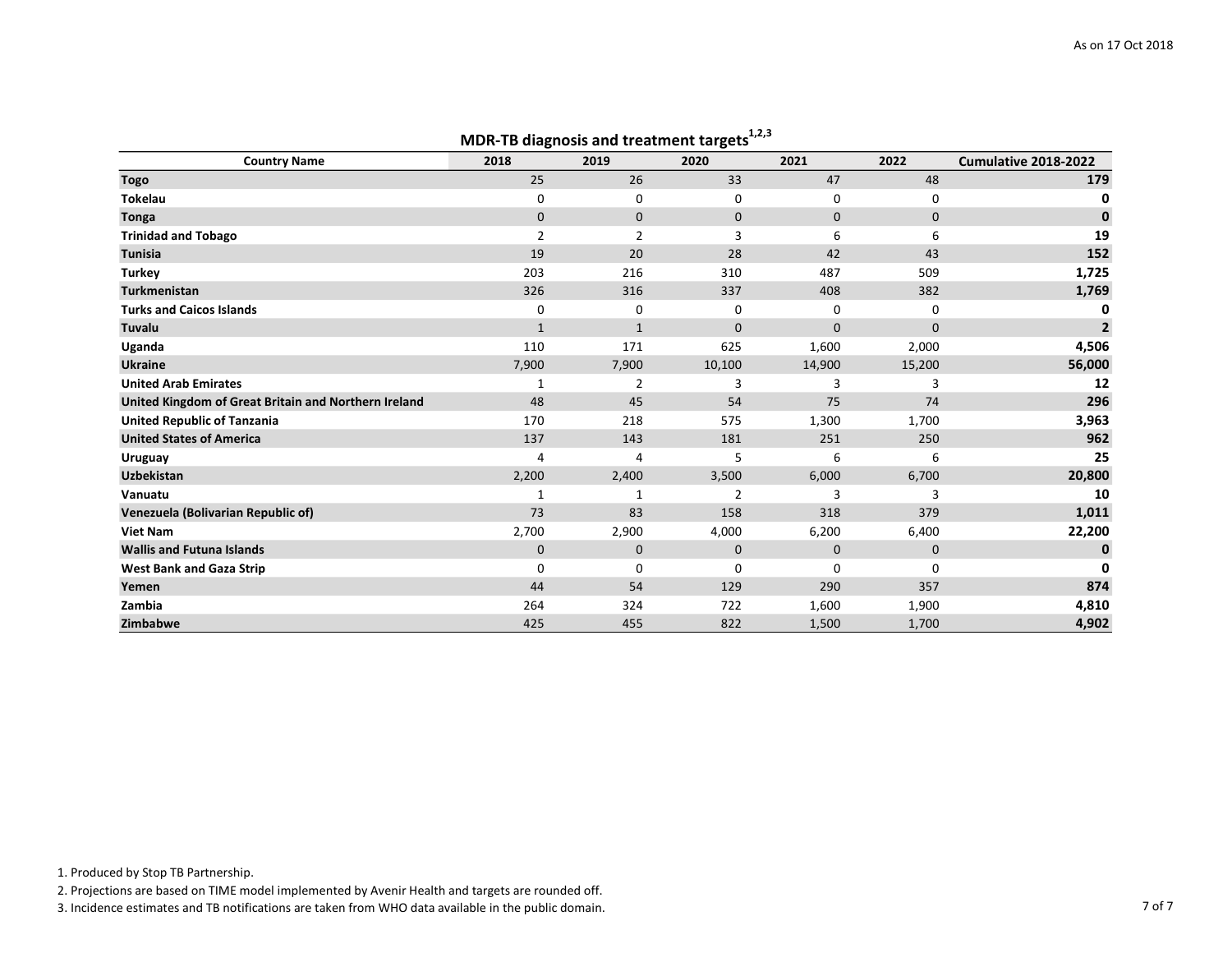As on 17 Oct 2018

## MDR-TB diagnosis and treatment targets[1,2,3]

| Country Name | 2018 | 2019 | 2020 | 2021 | 2022 | Cumulative 2018-2022 |
|---|---|---|---|---|---|---|
| **Togo** | 25 | 26 | 33 | 47 | 48 | **179** |
| **Tokelau** | 0 | 0 | 0 | 0 | 0 | **0** |
| **Tonga** | 0 | 0 | 0 | 0 | 0 | **0** |
| **Trinidad and Tobago** | 2 | 2 | 3 | 6 | 6 | **19** |
| **Tunisia** | 19 | 20 | 28 | 42 | 43 | **152** |
| **Turkey** | 203 | 216 | 310 | 487 | 509 | **1,725** |
| **Turkmenistan** | 326 | 316 | 337 | 408 | 382 | **1,769** |
| **Turks and Caicos Islands** | 0 | 0 | 0 | 0 | 0 | **0** |
| **Tuvalu** | 1 | 1 | 0 | 0 | 0 | **2** |
| **Uganda** | 110 | 171 | 625 | 1,600 | 2,000 | **4,506** |
| **Ukraine** | 7,900 | 7,900 | 10,100 | 14,900 | 15,200 | **56,000** |
| **United Arab Emirates** | 1 | 2 | 3 | 3 | 3 | **12** |
| **United Kingdom of Great Britain and Northern Ireland** | 48 | 45 | 54 | 75 | 74 | **296** |
| **United Republic of Tanzania** | 170 | 218 | 575 | 1,300 | 1,700 | **3,963** |
| **United States of America** | 137 | 143 | 181 | 251 | 250 | **962** |
| **Uruguay** | 4 | 4 | 5 | 6 | 6 | **25** |
| **Uzbekistan** | 2,200 | 2,400 | 3,500 | 6,000 | 6,700 | **20,800** |
| **Vanuatu** | 1 | 1 | 2 | 3 | 3 | **10** |
| **Venezuela (Bolivarian Republic of)** | 73 | 83 | 158 | 318 | 379 | **1,011** |
| **Viet Nam** | 2,700 | 2,900 | 4,000 | 6,200 | 6,400 | **22,200** |
| **Wallis and Futuna Islands** | 0 | 0 | 0 | 0 | 0 | **0** |
| **West Bank and Gaza Strip** | 0 | 0 | 0 | 0 | 0 | **0** |
| **Yemen** | 44 | 54 | 129 | 290 | 357 | **874** |
| **Zambia** | 264 | 324 | 722 | 1,600 | 1,900 | **4,810** |
| **Zimbabwe** | 425 | 455 | 822 | 1,500 | 1,700 | **4,902** |

1. Produced by Stop TB Partnership.
2. Projections are based on TIME model implemented by Avenir Health and targets are rounded off.
3. Incidence estimates and TB notifications are taken from WHO data available in the public domain.